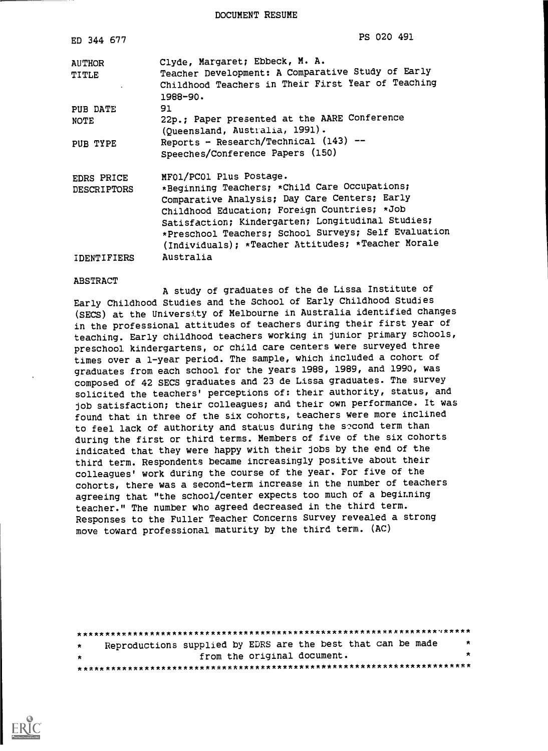DOCUMENT RESUME

| | |
|---|---|
| ED 344 677 | PS 020 491 |
| AUTHOR | Clyde, Margaret; Ebbeck, M. A. |
| TITLE | Teacher Development: A Comparative Study of Early Childhood Teachers in Their First Year of Teaching 1988-90. |
| PUB DATE | 91 |
| NOTE | 22p.; Paper presented at the AARE Conference (Queensland, Australia, 1991). |
| PUB TYPE | Reports - Research/Technical (143) -- Speeches/Conference Papers (150) |
| EDRS PRICE | MF01/PC01 Plus Postage. |
| DESCRIPTORS | *Beginning Teachers; *Child Care Occupations; Comparative Analysis; Day Care Centers; Early Childhood Education; Foreign Countries; *Job Satisfaction; Kindergarten; Longitudinal Studies; *Preschool Teachers; School Surveys; Self Evaluation (Individuals); *Teacher Attitudes; *Teacher Morale |
| IDENTIFIERS | Australia |

ABSTRACT

A study of graduates of the de Lissa Institute of Early Childhood Studies and the School of Early Childhood Studies (SECS) at the University of Melbourne in Australia identified changes in the professional attitudes of teachers during their first year of teaching. Early childhood teachers working in junior primary schools, preschool kindergartens, or child care centers were surveyed three times over a 1-year period. The sample, which included a cohort of graduates from each school for the years 1988, 1989, and 1990, was composed of 42 SECS graduates and 23 de Lissa graduates. The survey solicited the teachers' perceptions of: their authority, status, and job satisfaction; their colleagues; and their own performance. It was found that in three of the six cohorts, teachers were more inclined to feel lack of authority and status during the second term than during the first or third terms. Members of five of the six cohorts indicated that they were happy with their jobs by the end of the third term. Respondents became increasingly positive about their colleagues' work during the course of the year. For five of the cohorts, there was a second-term increase in the number of teachers agreeing that "the school/center expects too much of a beginning teacher." The number who agreed decreased in the third term. Responses to the Fuller Teacher Concerns Survey revealed a strong move toward professional maturity by the third term. (AC)

***********************************************************************
* Reproductions supplied by EDRS are the best that can be made *
* from the original document. *
***********************************************************************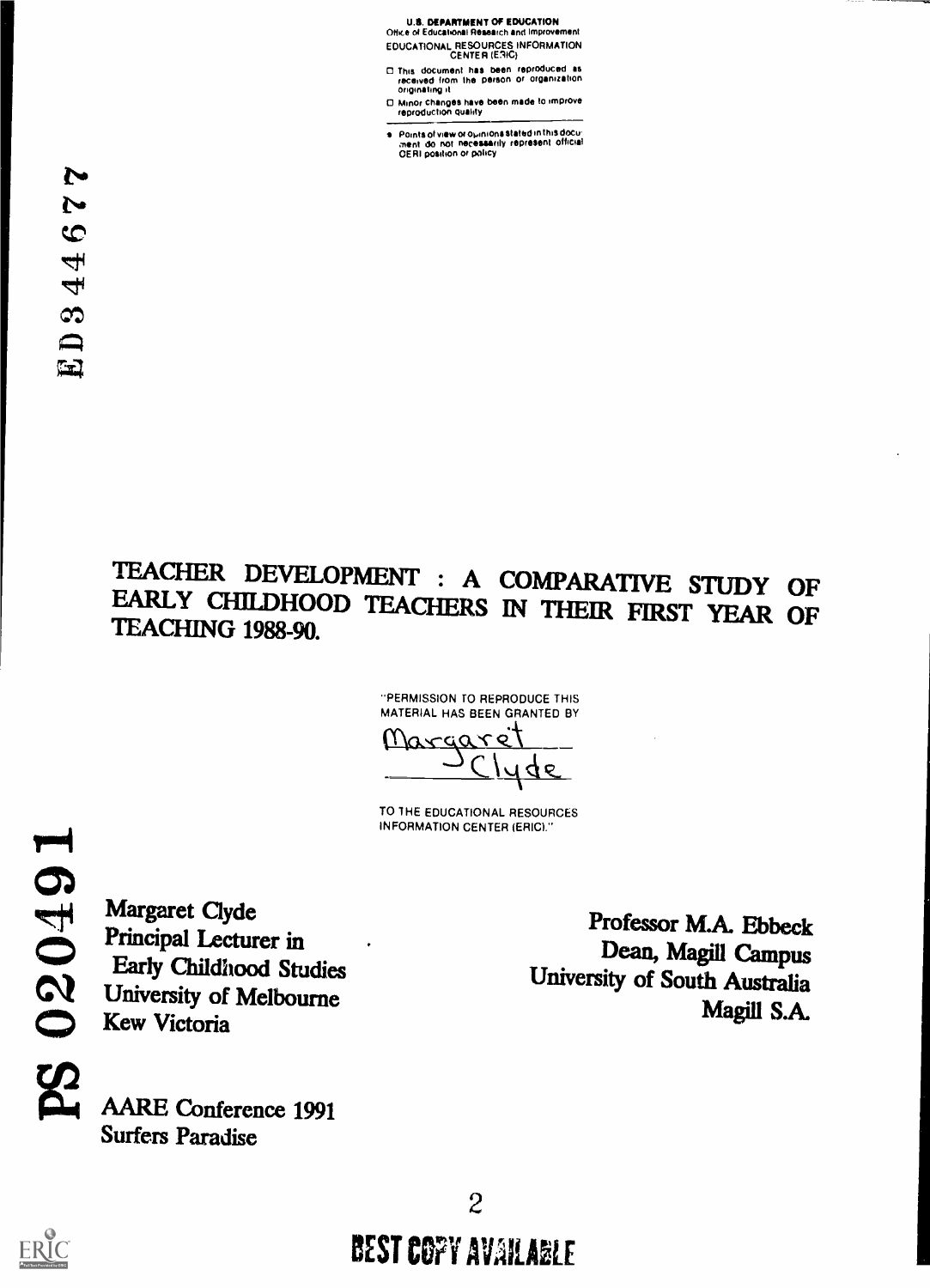U.S. DEPARTMENT OF EDUCATION
Office of Educational Research and Improvement
EDUCATIONAL RESOURCES INFORMATION CENTER (ERIC)

- This document has been reproduced as received from the person or organization originating it
- Minor changes have been made to improve reproduction quality

- Points of view or opinions stated in this document do not necessarily represent official OERI position or policy

ED344677

# TEACHER DEVELOPMENT : A COMPARATIVE STUDY OF EARLY CHILDHOOD TEACHERS IN THEIR FIRST YEAR OF TEACHING 1988-90.

"PERMISSION TO REPRODUCE THIS MATERIAL HAS BEEN GRANTED BY
Margaret Clyde
TO THE EDUCATIONAL RESOURCES INFORMATION CENTER (ERIC)."

Margaret Clyde
Principal Lecturer in
Early Childhood Studies
University of Melbourne
Kew Victoria

Professor M.A. Ebbeck
Dean, Magill Campus
University of South Australia
Magill S.A.

PS 020491

AARE Conference 1991
Surfers Paradise

BEST COPY AVAILABLE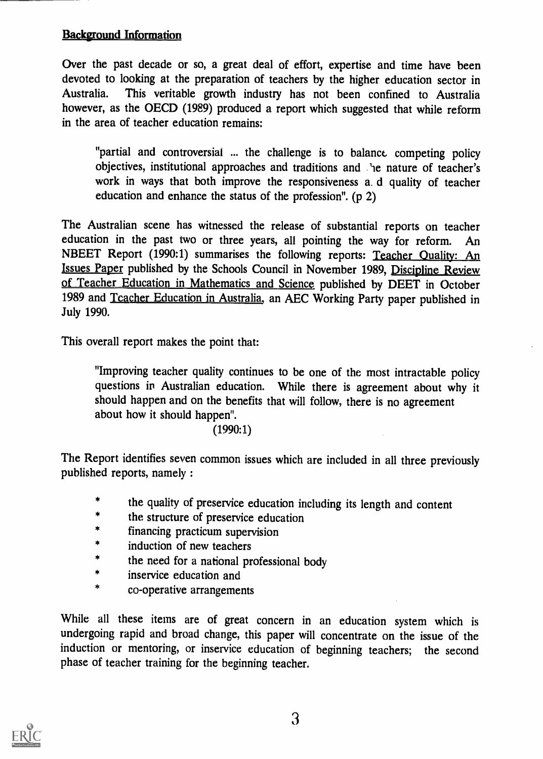**Background Information**

Over the past decade or so, a great deal of effort, expertise and time have been devoted to looking at the preparation of teachers by the higher education sector in Australia. This veritable growth industry has not been confined to Australia however, as the OECD (1989) produced a report which suggested that while reform in the area of teacher education remains:

> "partial and controversial ... the challenge is to balance competing policy objectives, institutional approaches and traditions and the nature of teacher's work in ways that both improve the responsiveness and quality of teacher education and enhance the status of the profession". (p 2)

The Australian scene has witnessed the release of substantial reports on teacher education in the past two or three years, all pointing the way for reform. An NBEET Report (1990:1) summarises the following reports: Teacher Quality: An Issues Paper published by the Schools Council in November 1989, Discipline Review of Teacher Education in Mathematics and Science published by DEET in October 1989 and Teacher Education in Australia, an AEC Working Party paper published in July 1990.

This overall report makes the point that:

> "Improving teacher quality continues to be one of the most intractable policy questions in Australian education. While there is agreement about why it should happen and on the benefits that will follow, there is no agreement about how it should happen".
>
> (1990:1)

The Report identifies seven common issues which are included in all three previously published reports, namely :

* the quality of preservice education including its length and content
* the structure of preservice education
* financing practicum supervision
* induction of new teachers
* the need for a national professional body
* inservice education and
* co-operative arrangements

While all these items are of great concern in an education system which is undergoing rapid and broad change, this paper will concentrate on the issue of the induction or mentoring, or inservice education of beginning teachers; the second phase of teacher training for the beginning teacher.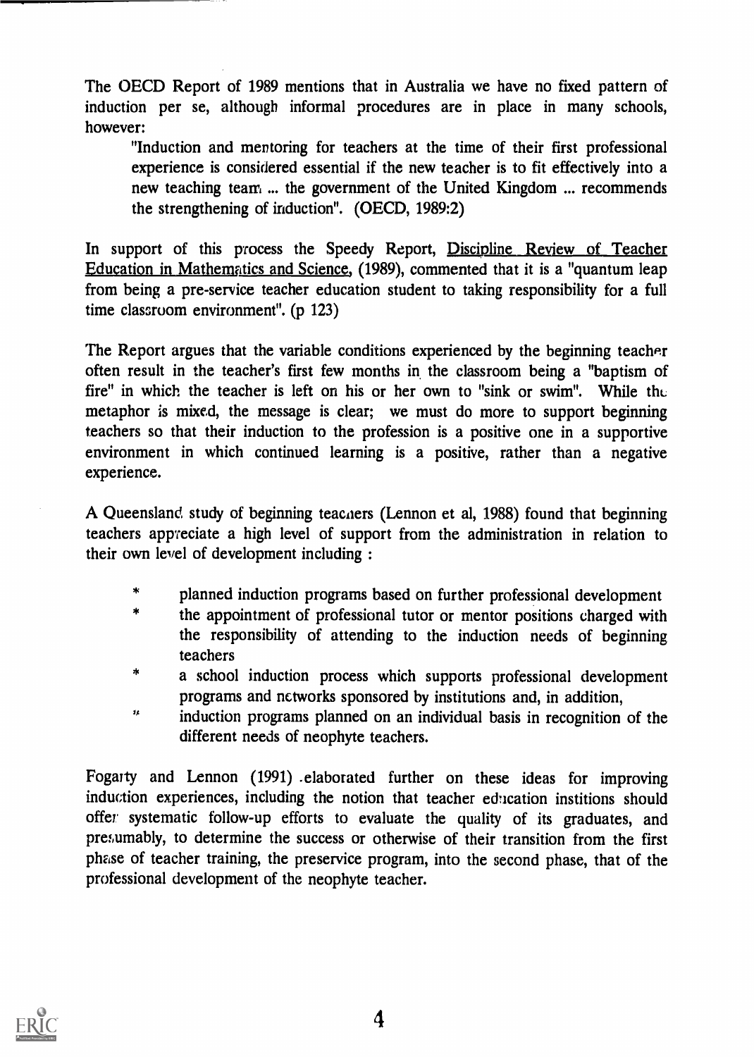The OECD Report of 1989 mentions that in Australia we have no fixed pattern of induction per se, although informal procedures are in place in many schools, however:

> "Induction and mentoring for teachers at the time of their first professional experience is considered essential if the new teacher is to fit effectively into a new teaching team ... the government of the United Kingdom ... recommends the strengthening of induction". (OECD, 1989:2)

In support of this process the Speedy Report, Discipline Review of Teacher Education in Mathematics and Science, (1989), commented that it is a "quantum leap from being a pre-service teacher education student to taking responsibility for a full time classroom environment". (p 123)

The Report argues that the variable conditions experienced by the beginning teacher often result in the teacher's first few months in the classroom being a "baptism of fire" in which the teacher is left on his or her own to "sink or swim". While the metaphor is mixed, the message is clear; we must do more to support beginning teachers so that their induction to the profession is a positive one in a supportive environment in which continued learning is a positive, rather than a negative experience.

A Queensland study of beginning teachers (Lennon et al, 1988) found that beginning teachers appreciate a high level of support from the administration in relation to their own level of development including :

* planned induction programs based on further professional development
* the appointment of professional tutor or mentor positions charged with the responsibility of attending to the induction needs of beginning teachers
* a school induction process which supports professional development programs and networks sponsored by institutions and, in addition,
* induction programs planned on an individual basis in recognition of the different needs of neophyte teachers.

Fogarty and Lennon (1991) elaborated further on these ideas for improving induction experiences, including the notion that teacher education institions should offer systematic follow-up efforts to evaluate the quality of its graduates, and presumably, to determine the success or otherwise of their transition from the first phase of teacher training, the preservice program, into the second phase, that of the professional development of the neophyte teacher.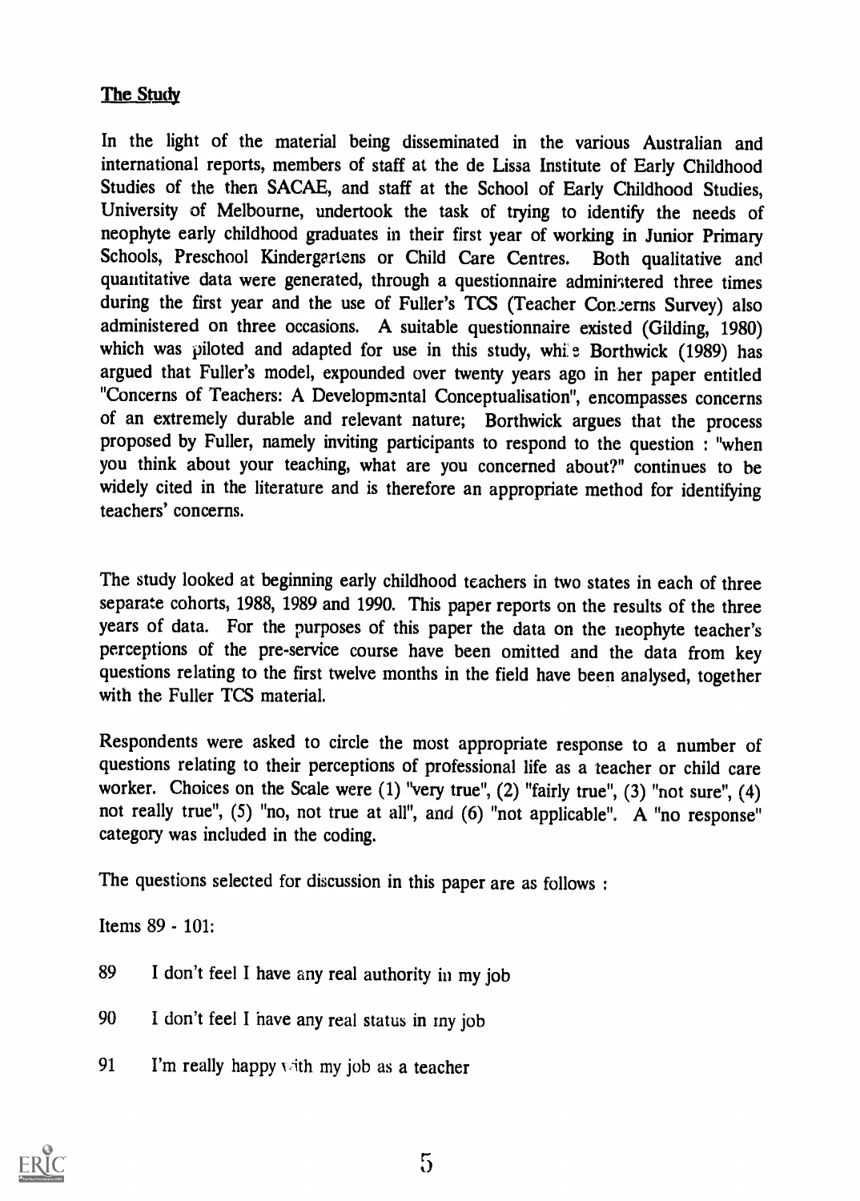## The Study

In the light of the material being disseminated in the various Australian and international reports, members of staff at the de Lissa Institute of Early Childhood Studies of the then SACAE, and staff at the School of Early Childhood Studies, University of Melbourne, undertook the task of trying to identify the needs of neophyte early childhood graduates in their first year of working in Junior Primary Schools, Preschool Kindergartens or Child Care Centres. Both qualitative and quantitative data were generated, through a questionnaire administered three times during the first year and the use of Fuller's TCS (Teacher Concerns Survey) also administered on three occasions. A suitable questionnaire existed (Gilding, 1980) which was piloted and adapted for use in this study, while Borthwick (1989) has argued that Fuller's model, expounded over twenty years ago in her paper entitled "Concerns of Teachers: A Developmental Conceptualisation", encompasses concerns of an extremely durable and relevant nature; Borthwick argues that the process proposed by Fuller, namely inviting participants to respond to the question : "when you think about your teaching, what are you concerned about?" continues to be widely cited in the literature and is therefore an appropriate method for identifying teachers' concerns.

The study looked at beginning early childhood teachers in two states in each of three separate cohorts, 1988, 1989 and 1990. This paper reports on the results of the three years of data. For the purposes of this paper the data on the neophyte teacher's perceptions of the pre-service course have been omitted and the data from key questions relating to the first twelve months in the field have been analysed, together with the Fuller TCS material.

Respondents were asked to circle the most appropriate response to a number of questions relating to their perceptions of professional life as a teacher or child care worker. Choices on the Scale were (1) "very true", (2) "fairly true", (3) "not sure", (4) not really true", (5) "no, not true at all", and (6) "not applicable". A "no response" category was included in the coding.

The questions selected for discussion in this paper are as follows :

Items 89 - 101:

89 I don't feel I have any real authority in my job

90 I don't feel I have any real status in my job

91 I'm really happy with my job as a teacher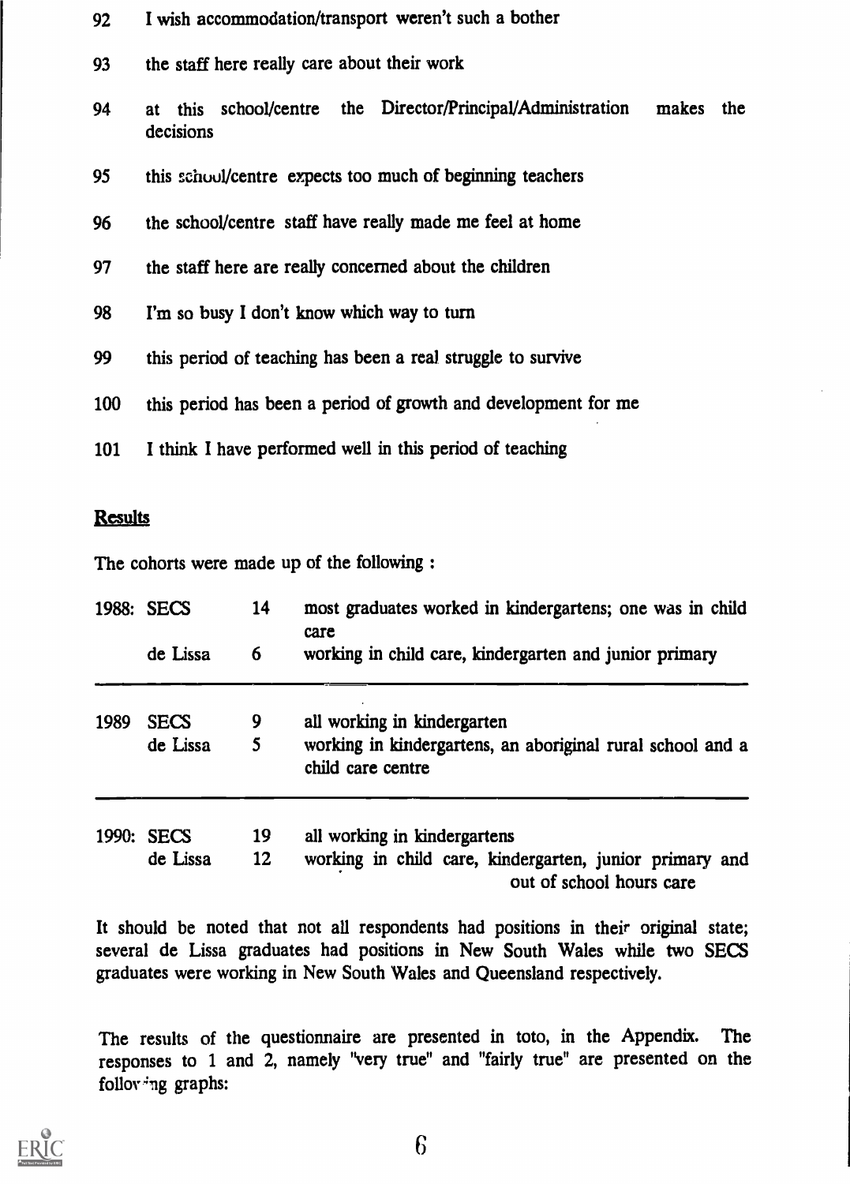92 I wish accommodation/transport weren't such a bother

93 the staff here really care about their work

94 at this school/centre the Director/Principal/Administration makes the decisions

95 this school/centre expects too much of beginning teachers

96 the school/centre staff have really made me feel at home

97 the staff here are really concerned about the children

98 I'm so busy I don't know which way to turn

99 this period of teaching has been a real struggle to survive

100 this period has been a period of growth and development for me

101 I think I have performed well in this period of teaching

## Results

The cohorts were made up of the following :

| Year | Institution | Number | Employment |
|---|---|---|---|
| 1988: | SECS | 14 | most graduates worked in kindergartens; one was in child care |
| | de Lissa | 6 | working in child care, kindergarten and junior primary |
| 1989 | SECS | 9 | all working in kindergarten |
| | de Lissa | 5 | working in kindergartens, an aboriginal rural school and a child care centre |
| 1990: | SECS | 19 | all working in kindergartens |
| | de Lissa | 12 | working in child care, kindergarten, junior primary and out of school hours care |

It should be noted that not all respondents had positions in their original state; several de Lissa graduates had positions in New South Wales while two SECS graduates were working in New South Wales and Queensland respectively.

The results of the questionnaire are presented in toto, in the Appendix. The responses to 1 and 2, namely "very true" and "fairly true" are presented on the following graphs: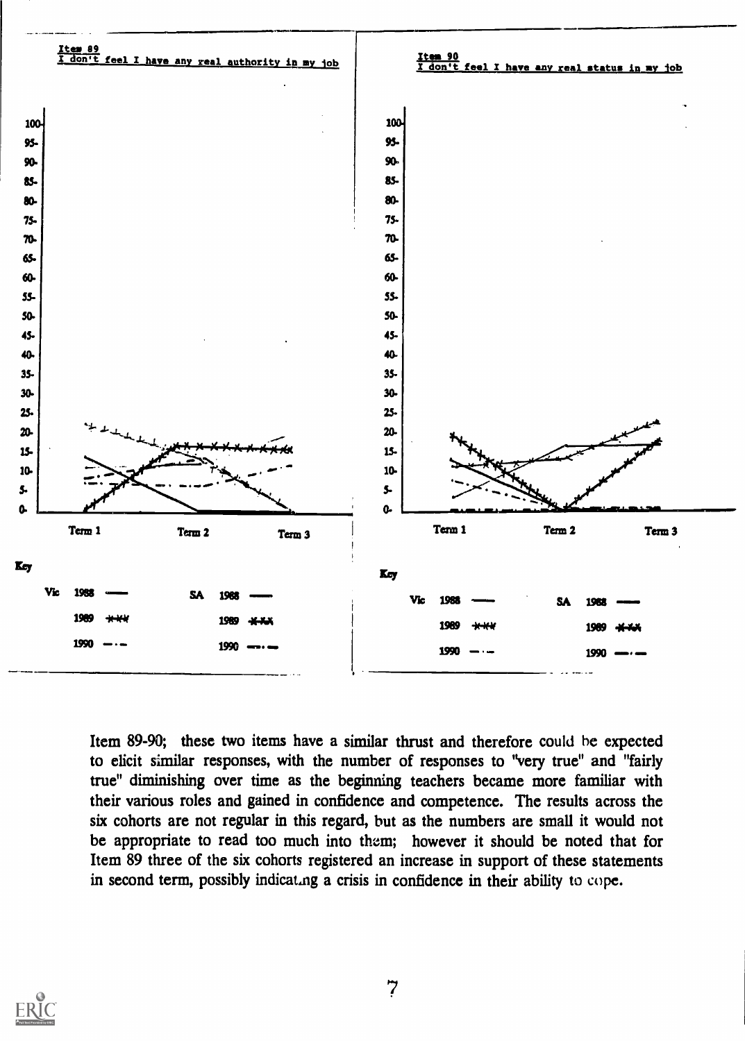**Item 89**
I don't feel I have any real authority in my job

**Item 90**
I don't feel I have any real status in my job

Key

| | | | |
|---|---|---|---|
| Vic | 1988 —— | SA | 1988 —— |
| | 1989 -×-×-× | | 1989 -×-×-× |
| | 1990 —·— | | 1990 —·— |

Item 89-90; these two items have a similar thrust and therefore could be expected to elicit similar responses, with the number of responses to "very true" and "fairly true" diminishing over time as the beginning teachers became more familiar with their various roles and gained in confidence and competence. The results across the six cohorts are not regular in this regard, but as the numbers are small it would not be appropriate to read too much into them; however it should be noted that for Item 89 three of the six cohorts registered an increase in support of these statements in second term, possibly indicating a crisis in confidence in their ability to cope.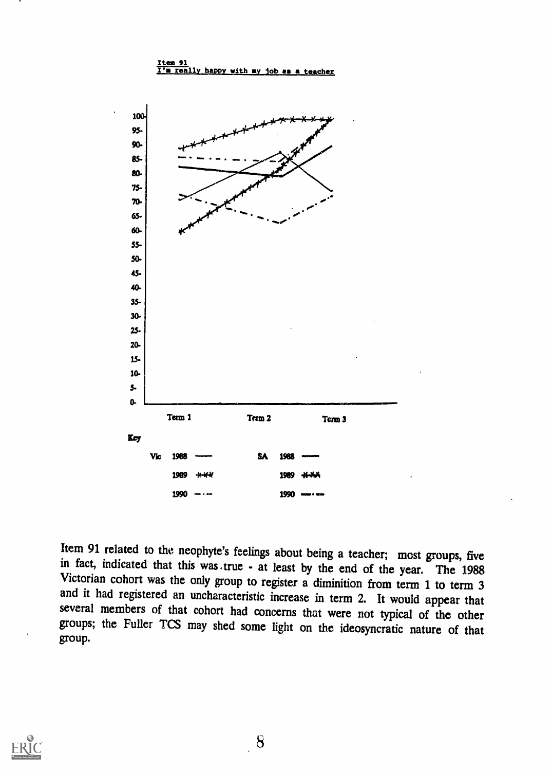<u>Item 91</u>
<u>I'm really happy with my job as a teacher</u>

Key

| | | | |
|---|---|---|---|
| Vic 1988 | —— | SA 1988 | —— |
| 1989 | -*-*-* | 1989 | -*-*-* |
| 1990 | — · — | 1990 | — · — |

Item 91 related to the neophyte's feelings about being a teacher; most groups, five in fact, indicated that this was true - at least by the end of the year. The 1988 Victorian cohort was the only group to register a diminition from term 1 to term 3 and it had registered an uncharacteristic increase in term 2. It would appear that several members of that cohort had concerns that were not typical of the other groups; the Fuller TCS may shed some light on the ideosyncratic nature of that group.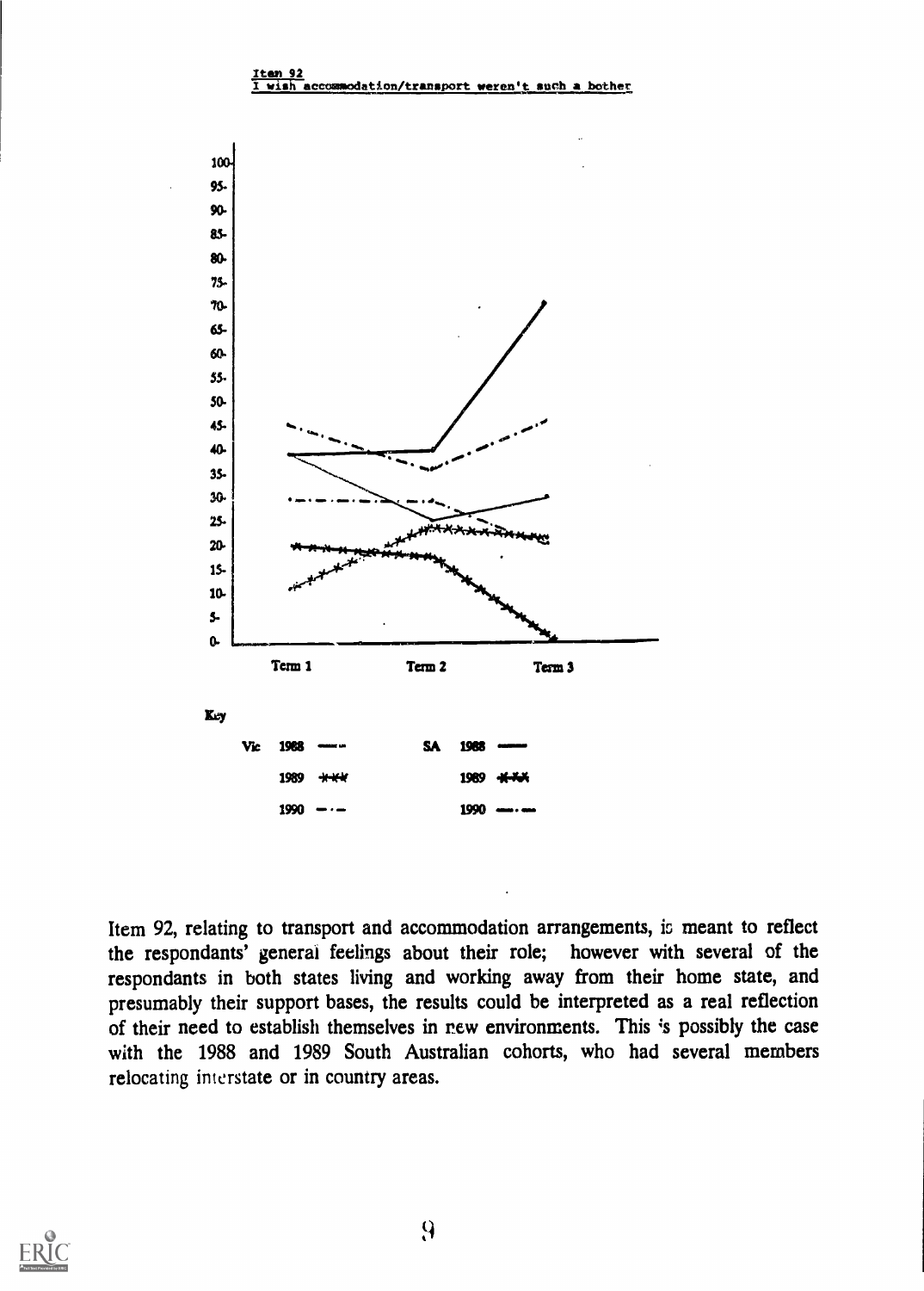Item 92
I wish accommodation/transport weren't such a bother

Key

| | | | | |
|---|---|---|---|---|
| Vic | 1988 | | SA | 1988 |
| | 1989 | | | 1989 |
| | 1990 | | | 1990 |

Item 92, relating to transport and accommodation arrangements, is meant to reflect the respondants' general feelings about their role; however with several of the respondants in both states living and working away from their home state, and presumably their support bases, the results could be interpreted as a real reflection of their need to establish themselves in new environments. This is possibly the case with the 1988 and 1989 South Australian cohorts, who had several members relocating interstate or in country areas.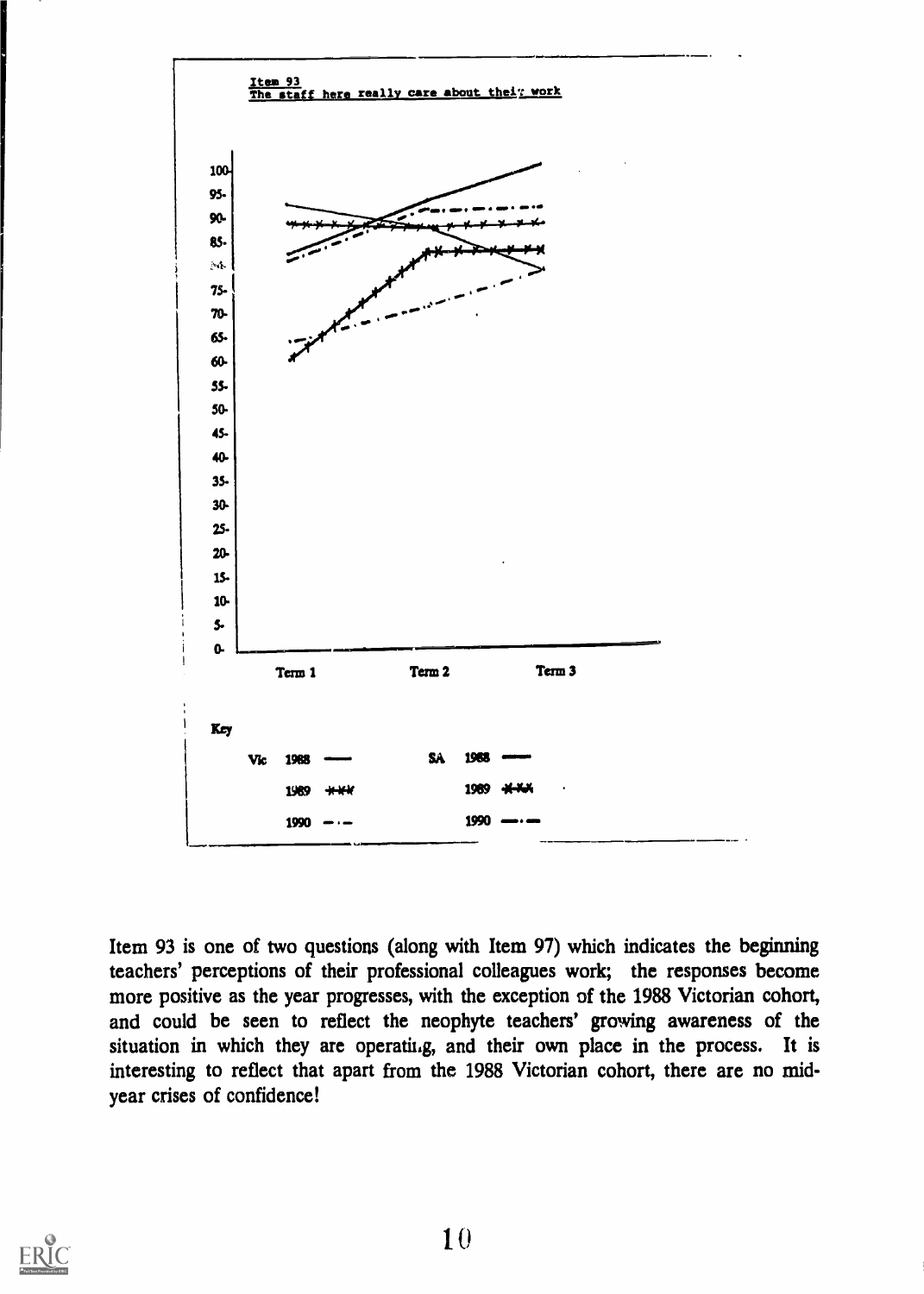**Item 93**
**The staff here really care about their work**

| | Term 1 | Term 2 | Term 3 |
|---|---|---|---|

Key

| | | | |
|---|---|---|---|
| Vic | 1988 —— | SA | 1988 —— |
| | 1989 -x-x-x | | 1989 -x-x-x |
| | 1990 — · — | | 1990 — · — |

Item 93 is one of two questions (along with Item 97) which indicates the beginning teachers' perceptions of their professional colleagues work; the responses become more positive as the year progresses, with the exception of the 1988 Victorian cohort, and could be seen to reflect the neophyte teachers' growing awareness of the situation in which they are operating, and their own place in the process. It is interesting to reflect that apart from the 1988 Victorian cohort, there are no mid-year crises of confidence!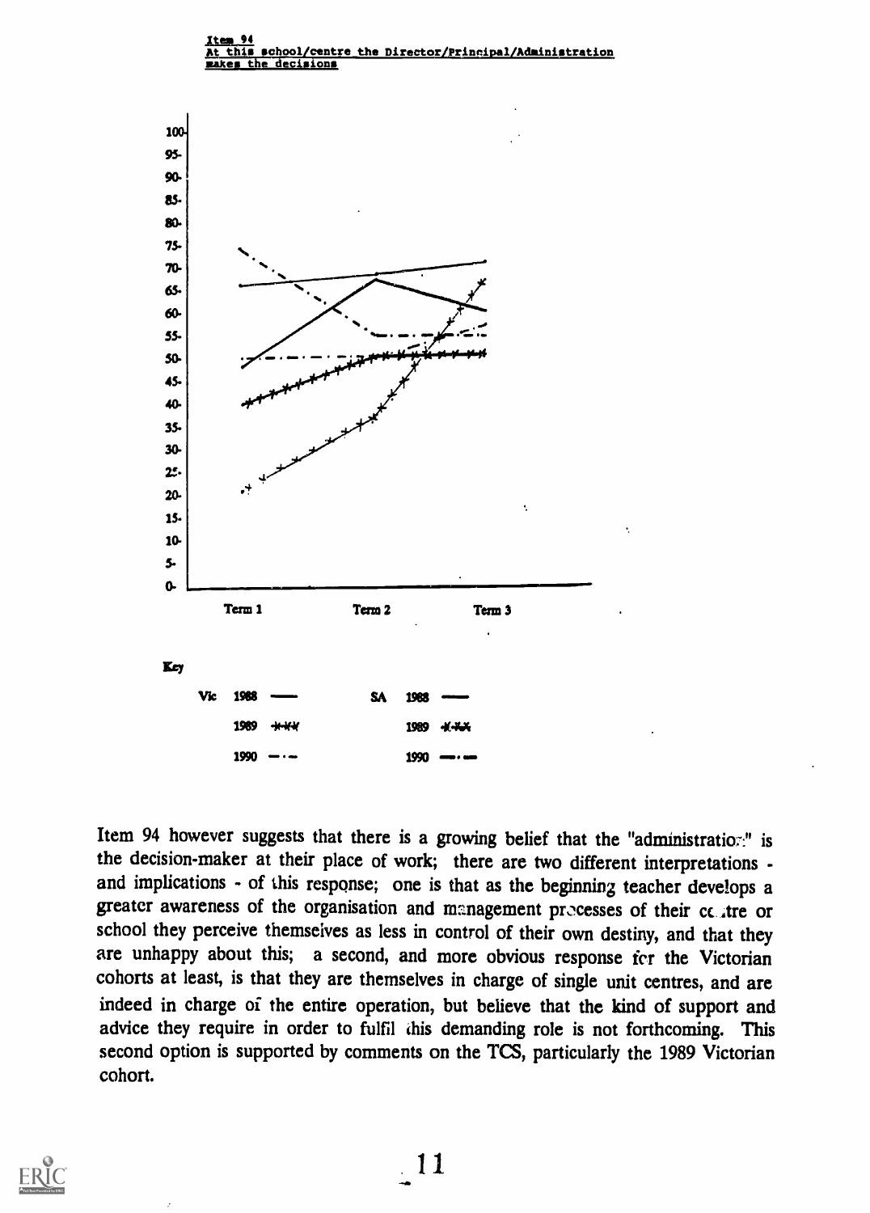**Item 94**
**At this school/centre the Director/Principal/Administration makes the decisions**

100-
95-
90-
85-
80-
75-
70-
65-
60-
55-
50-
45-
40-
35-
30-
25-
20-
15-
10-
5-
0-

Term 1 Term 2 Term 3

Key

| | | | | |
|---|---|---|---|---|
| Vic | 1988 | —— | SA | 1988 —— |
| | 1989 | +++ | | 1989 +++ |
| | 1990 | —·— | | 1990 —·— |

Item 94 however suggests that there is a growing belief that the "administration" is the decision-maker at their place of work; there are two different interpretations - and implications - of this response; one is that as the beginning teacher develops a greater awareness of the organisation and management processes of their centre or school they perceive themselves as less in control of their own destiny, and that they are unhappy about this; a second, and more obvious response for the Victorian cohorts at least, is that they are themselves in charge of single unit centres, and are indeed in charge of the entire operation, but believe that the kind of support and advice they require in order to fulfil this demanding role is not forthcoming. This second option is supported by comments on the TCS, particularly the 1989 Victorian cohort.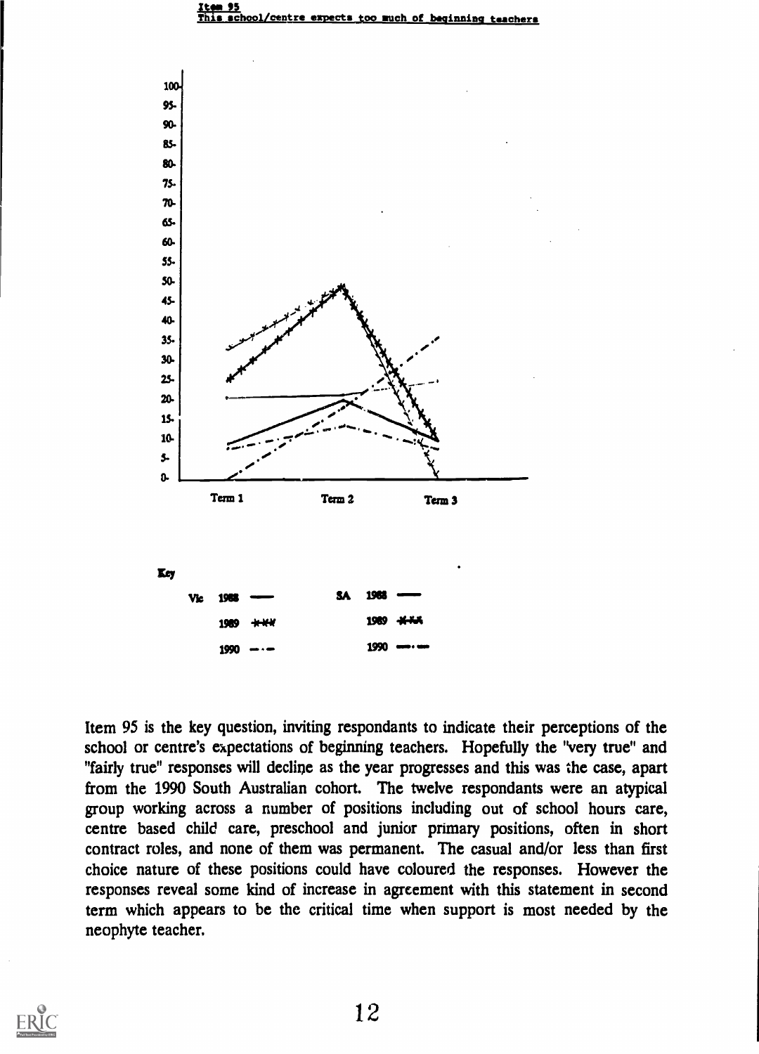**Item 95**
**This school/centre expects too much of beginning teachers**

Key

| Vic | | SA | |
|---|---|---|---|
| 1988 | —— | 1988 | —— |
| 1989 | +++ | 1989 | +++ |
| 1990 | —·— | 1990 | —·— |

Item 95 is the key question, inviting respondants to indicate their perceptions of the school or centre's expectations of beginning teachers. Hopefully the "very true" and "fairly true" responses will decline as the year progresses and this was the case, apart from the 1990 South Australian cohort. The twelve respondants were an atypical group working across a number of positions including out of school hours care, centre based child care, preschool and junior primary positions, often in short contract roles, and none of them was permanent. The casual and/or less than first choice nature of these positions could have coloured the responses. However the responses reveal some kind of increase in agreement with this statement in second term which appears to be the critical time when support is most needed by the neophyte teacher.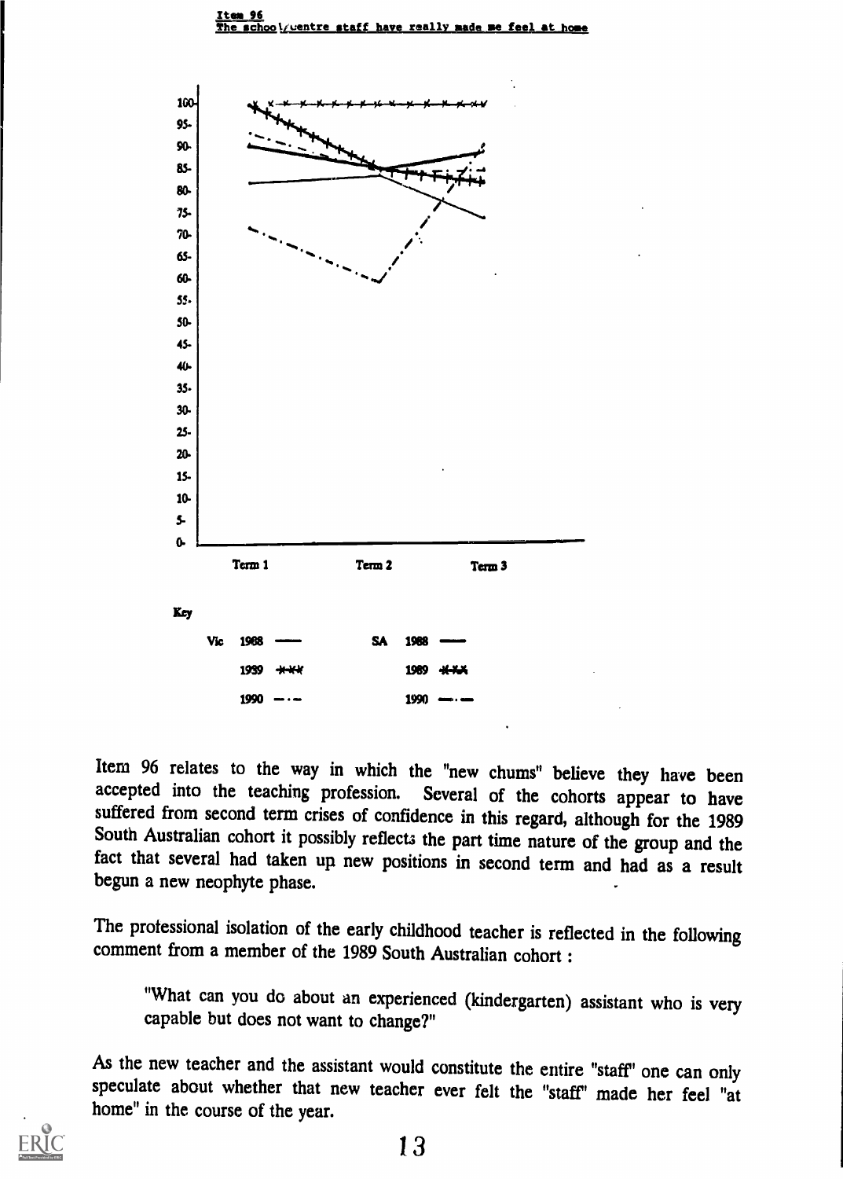**Item 96**
**The school/centre staff have really made me feel at home**

Key

| | | | |
|---|---|---|---|
| Vic | 1988 —— | SA | 1988 —— |
| | 1989 -*-*-* | | 1989 -*-*-* |
| | 1990 —·— | | 1990 —·— |

Item 96 relates to the way in which the "new chums" believe they have been accepted into the teaching profession. Several of the cohorts appear to have suffered from second term crises of confidence in this regard, although for the 1989 South Australian cohort it possibly reflects the part time nature of the group and the fact that several had taken up new positions in second term and had as a result begun a new neophyte phase.

The professional isolation of the early childhood teacher is reflected in the following comment from a member of the 1989 South Australian cohort :

> "What can you do about an experienced (kindergarten) assistant who is very capable but does not want to change?"

As the new teacher and the assistant would constitute the entire "staff" one can only speculate about whether that new teacher ever felt the "staff" made her feel "at home" in the course of the year.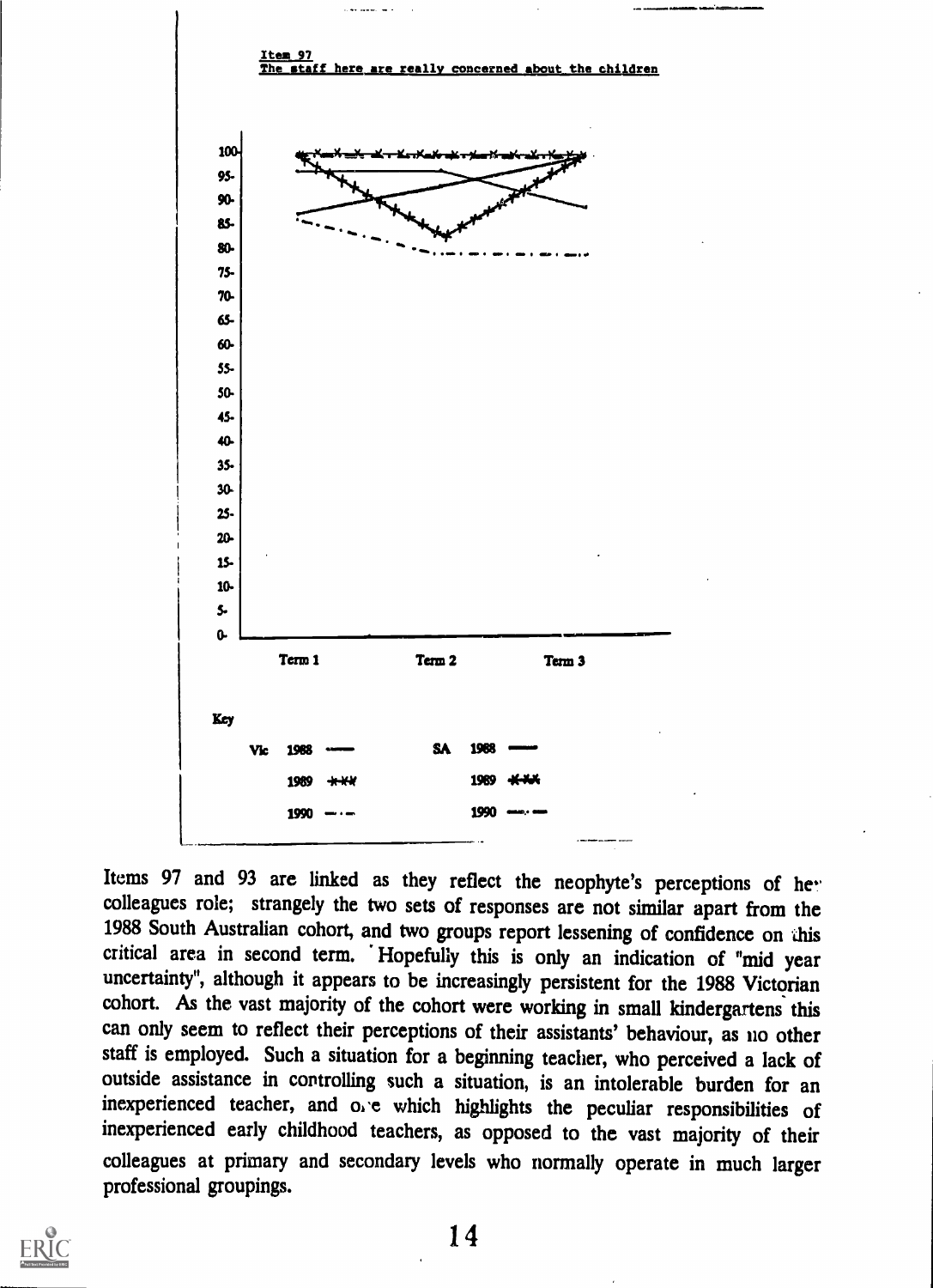**Item 97**
**The staff here are really concerned about the children**

Key

Vic 1988 ——  SA 1988 ——

1989 -×-×  1989 -×-×

1990 —·—  1990 —·—

Items 97 and 93 are linked as they reflect the neophyte's perceptions of her colleagues role; strangely the two sets of responses are not similar apart from the 1988 South Australian cohort, and two groups report lessening of confidence on this critical area in second term. Hopefully this is only an indication of "mid year uncertainty", although it appears to be increasingly persistent for the 1988 Victorian cohort. As the vast majority of the cohort were working in small kindergartens this can only seem to reflect their perceptions of their assistants' behaviour, as no other staff is employed. Such a situation for a beginning teacher, who perceived a lack of outside assistance in controlling such a situation, is an intolerable burden for an inexperienced teacher, and one which highlights the peculiar responsibilities of inexperienced early childhood teachers, as opposed to the vast majority of their colleagues at primary and secondary levels who normally operate in much larger professional groupings.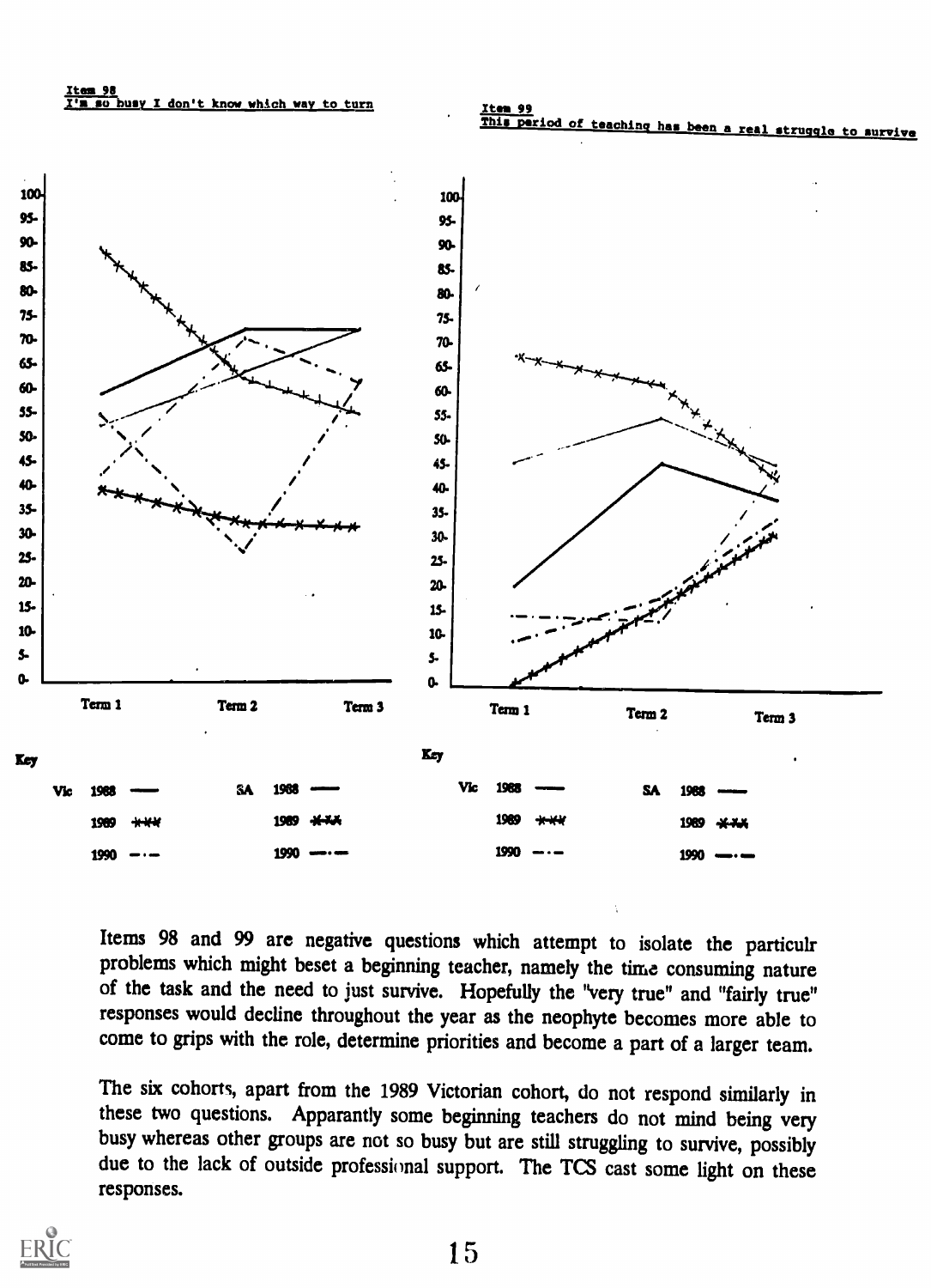**Item 98**
**I'm so busy I don't know which way to turn**

**Item 99**
**This period of teaching has been a real struggle to survive**

Key

| | | | |
|---|---|---|---|
| Vic | 1988 —— | SA | 1988 —— |
| | 1989 -*-*-* | | 1989 -*-*-* |
| | 1990 —·— | | 1990 —·— |

Items 98 and 99 are negative questions which attempt to isolate the particulr problems which might beset a beginning teacher, namely the time consuming nature of the task and the need to just survive. Hopefully the "very true" and "fairly true" responses would decline throughout the year as the neophyte becomes more able to come to grips with the role, determine priorities and become a part of a larger team.

The six cohorts, apart from the 1989 Victorian cohort, do not respond similarly in these two questions. Apparantly some beginning teachers do not mind being very busy whereas other groups are not so busy but are still struggling to survive, possibly due to the lack of outside professional support. The TCS cast some light on these responses.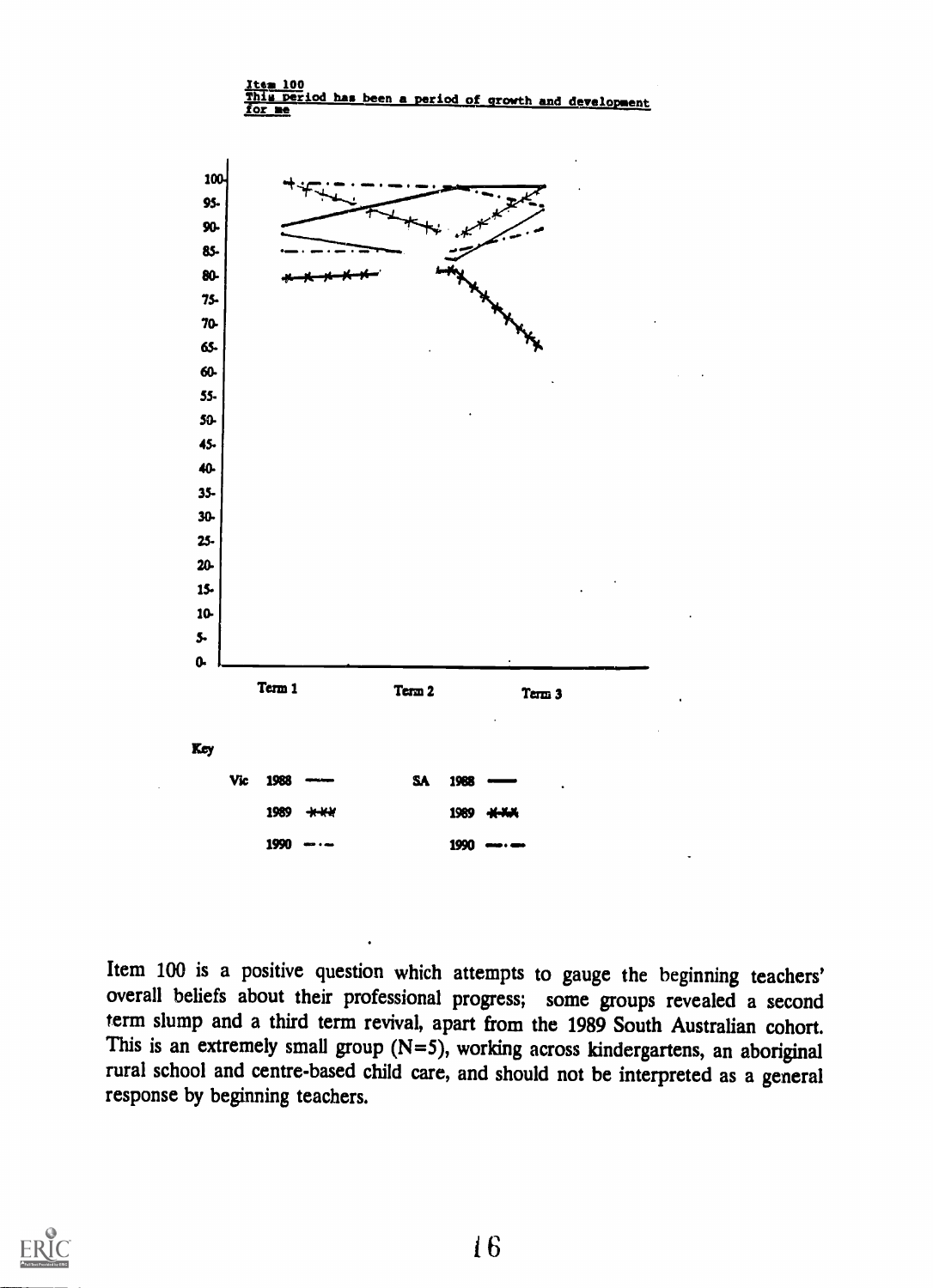**Item 100**
**This period has been a period of growth and development for me**

Key

| | | | |
|---|---|---|---|
| Vic | 1988 —— | SA | 1988 —— |
| | 1989 +++ | | 1989 +++ |
| | 1990 —·— | | 1990 —·— |

Item 100 is a positive question which attempts to gauge the beginning teachers' overall beliefs about their professional progress; some groups revealed a second term slump and a third term revival, apart from the 1989 South Australian cohort. This is an extremely small group (N=5), working across kindergartens, an aboriginal rural school and centre-based child care, and should not be interpreted as a general response by beginning teachers.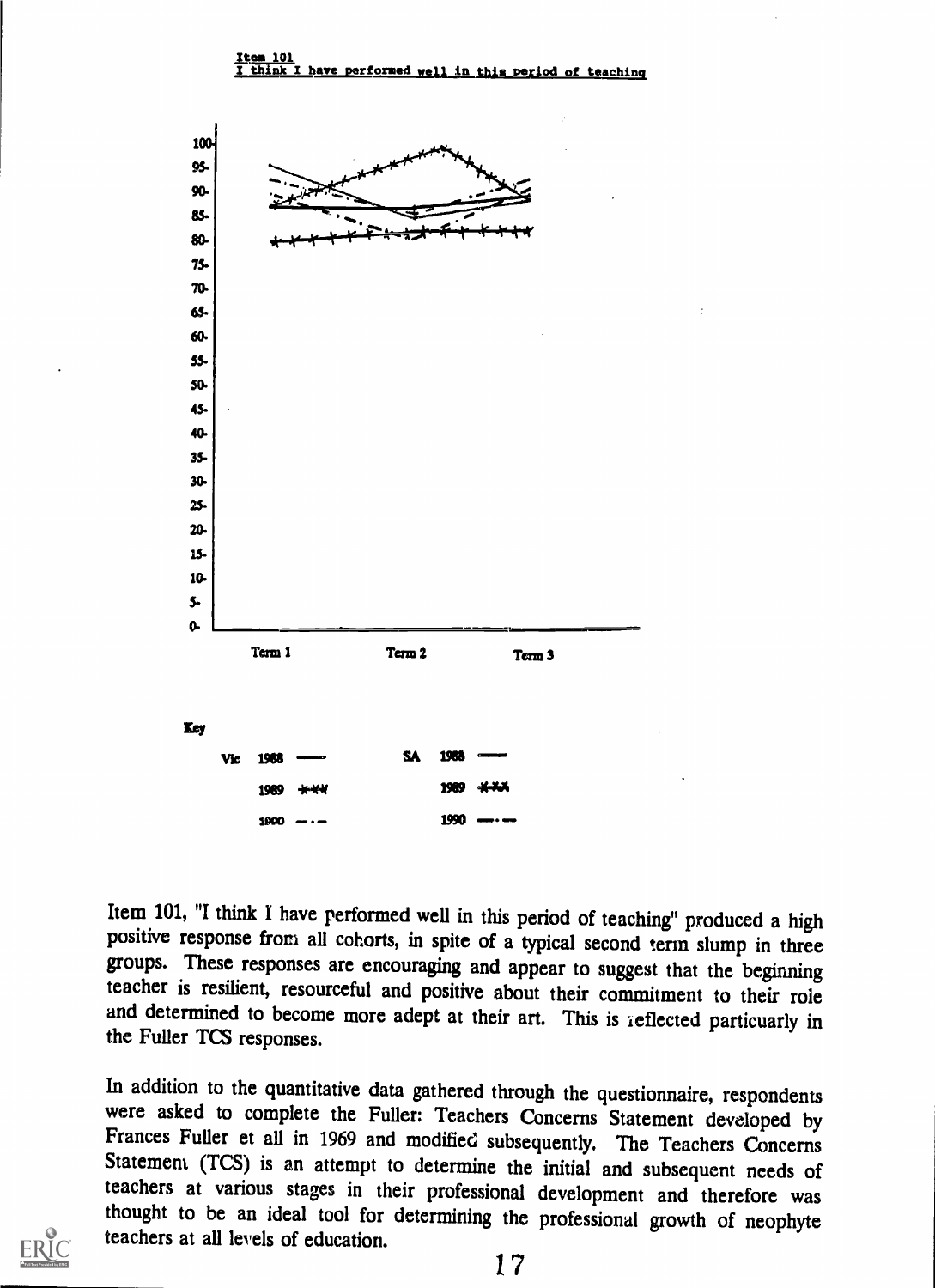**Item 101**
**I think I have performed well in this period of teaching**

Key

| | | | | |
|---|---|---|---|---|
| Vic | 1988 | —— | SA | 1988 —— |
| | 1989 | -x-x-x | | 1989 -x-x-x |
| | 1990 | — · — | | 1990 — · — |

Item 101, "I think I have performed well in this period of teaching" produced a high positive response from all cohorts, in spite of a typical second term slump in three groups. These responses are encouraging and appear to suggest that the beginning teacher is resilient, resourceful and positive about their commitment to their role and determined to become more adept at their art. This is reflected particularly in the Fuller TCS responses.

In addition to the quantitative data gathered through the questionnaire, respondents were asked to complete the Fuller: Teachers Concerns Statement developed by Frances Fuller et all in 1969 and modified subsequently. The Teachers Concerns Statement (TCS) is an attempt to determine the initial and subsequent needs of teachers at various stages in their professional development and therefore was thought to be an ideal tool for determining the professional growth of neophyte teachers at all levels of education.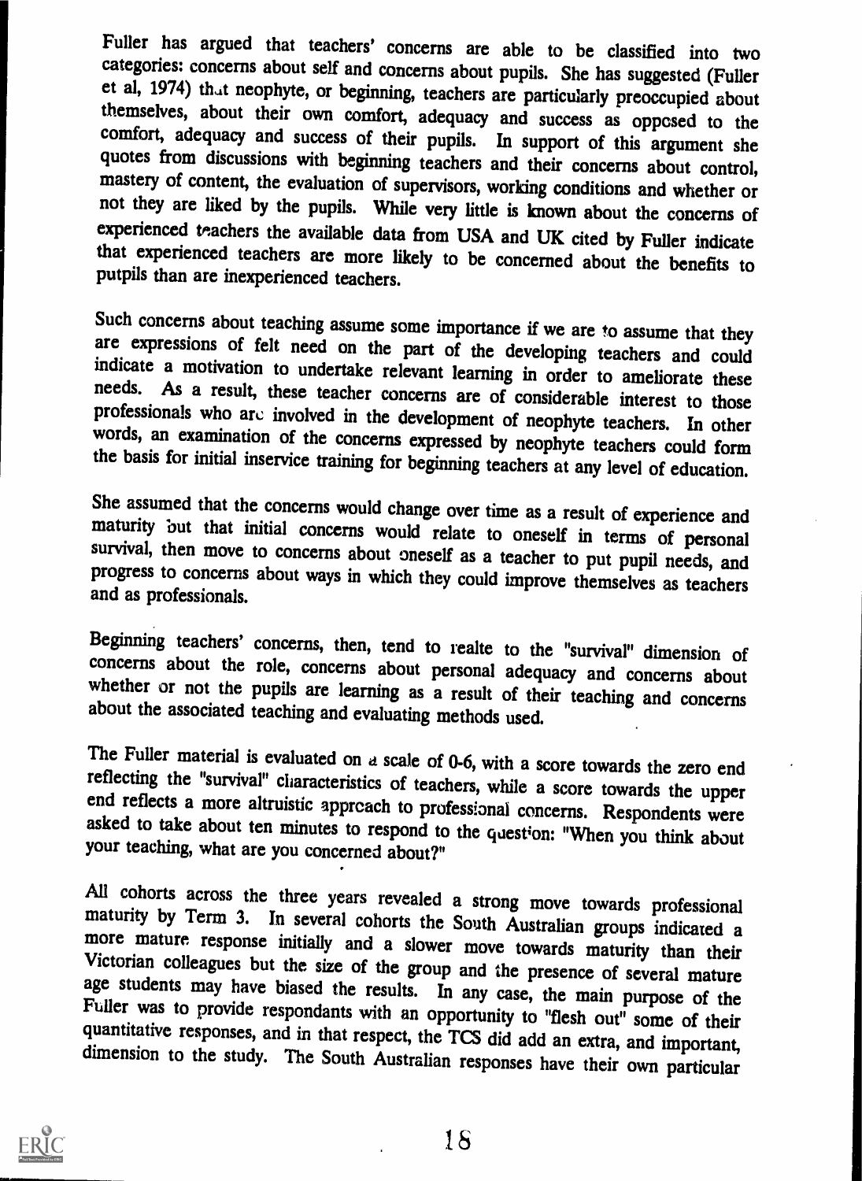Fuller has argued that teachers' concerns are able to be classified into two categories: concerns about self and concerns about pupils. She has suggested (Fuller et al, 1974) that neophyte, or beginning, teachers are particularly preoccupied about themselves, about their own comfort, adequacy and success as opposed to the comfort, adequacy and success of their pupils. In support of this argument she quotes from discussions with beginning teachers and their concerns about control, mastery of content, the evaluation of supervisors, working conditions and whether or not they are liked by the pupils. While very little is known about the concerns of experienced teachers the available data from USA and UK cited by Fuller indicate that experienced teachers are more likely to be concerned about the benefits to putpils than are inexperienced teachers.

Such concerns about teaching assume some importance if we are to assume that they are expressions of felt need on the part of the developing teachers and could indicate a motivation to undertake relevant learning in order to ameliorate these needs. As a result, these teacher concerns are of considerable interest to those professionals who are involved in the development of neophyte teachers. In other words, an examination of the concerns expressed by neophyte teachers could form the basis for initial inservice training for beginning teachers at any level of education.

She assumed that the concerns would change over time as a result of experience and maturity but that initial concerns would relate to oneself in terms of personal survival, then move to concerns about oneself as a teacher to put pupil needs, and progress to concerns about ways in which they could improve themselves as teachers and as professionals.

Beginning teachers' concerns, then, tend to realte to the "survival" dimension of concerns about the role, concerns about personal adequacy and concerns about whether or not the pupils are learning as a result of their teaching and concerns about the associated teaching and evaluating methods used.

The Fuller material is evaluated on a scale of 0-6, with a score towards the zero end reflecting the "survival" characteristics of teachers, while a score towards the upper end reflects a more altruistic approach to professional concerns. Respondents were asked to take about ten minutes to respond to the question: "When you think about your teaching, what are you concerned about?"

All cohorts across the three years revealed a strong move towards professional maturity by Term 3. In several cohorts the South Australian groups indicated a more mature response initially and a slower move towards maturity than their Victorian colleagues but the size of the group and the presence of several mature age students may have biased the results. In any case, the main purpose of the Fuller was to provide respondants with an opportunity to "flesh out" some of their quantitative responses, and in that respect, the TCS did add an extra, and important, dimension to the study. The South Australian responses have their own particular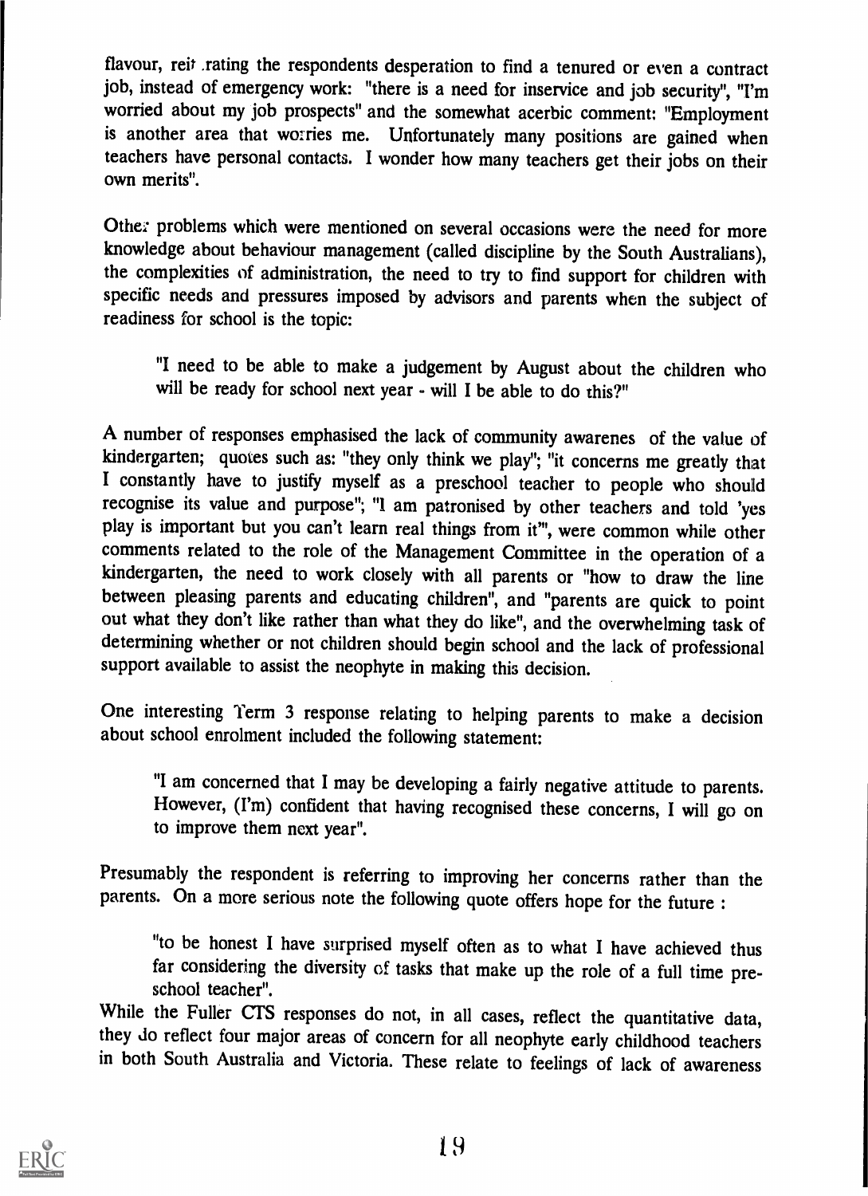flavour, reiterating the respondents desperation to find a tenured or even a contract job, instead of emergency work: "there is a need for inservice and job security", "I'm worried about my job prospects" and the somewhat acerbic comment: "Employment is another area that worries me. Unfortunately many positions are gained when teachers have personal contacts. I wonder how many teachers get their jobs on their own merits".

Other problems which were mentioned on several occasions were the need for more knowledge about behaviour management (called discipline by the South Australians), the complexities of administration, the need to try to find support for children with specific needs and pressures imposed by advisors and parents when the subject of readiness for school is the topic:

> "I need to be able to make a judgement by August about the children who will be ready for school next year - will I be able to do this?"

A number of responses emphasised the lack of community awarenes of the value of kindergarten; quotes such as: "they only think we play"; "it concerns me greatly that I constantly have to justify myself as a preschool teacher to people who should recognise its value and purpose"; "I am patronised by other teachers and told 'yes play is important but you can't learn real things from it'", were common while other comments related to the role of the Management Committee in the operation of a kindergarten, the need to work closely with all parents or "how to draw the line between pleasing parents and educating children", and "parents are quick to point out what they don't like rather than what they do like", and the overwhelming task of determining whether or not children should begin school and the lack of professional support available to assist the neophyte in making this decision.

One interesting Term 3 response relating to helping parents to make a decision about school enrolment included the following statement:

> "I am concerned that I may be developing a fairly negative attitude to parents. However, (I'm) confident that having recognised these concerns, I will go on to improve them next year".

Presumably the respondent is referring to improving her concerns rather than the parents. On a more serious note the following quote offers hope for the future :

> "to be honest I have surprised myself often as to what I have achieved thus far considering the diversity of tasks that make up the role of a full time pre-school teacher".

While the Fuller CTS responses do not, in all cases, reflect the quantitative data, they do reflect four major areas of concern for all neophyte early childhood teachers in both South Australia and Victoria. These relate to feelings of lack of awareness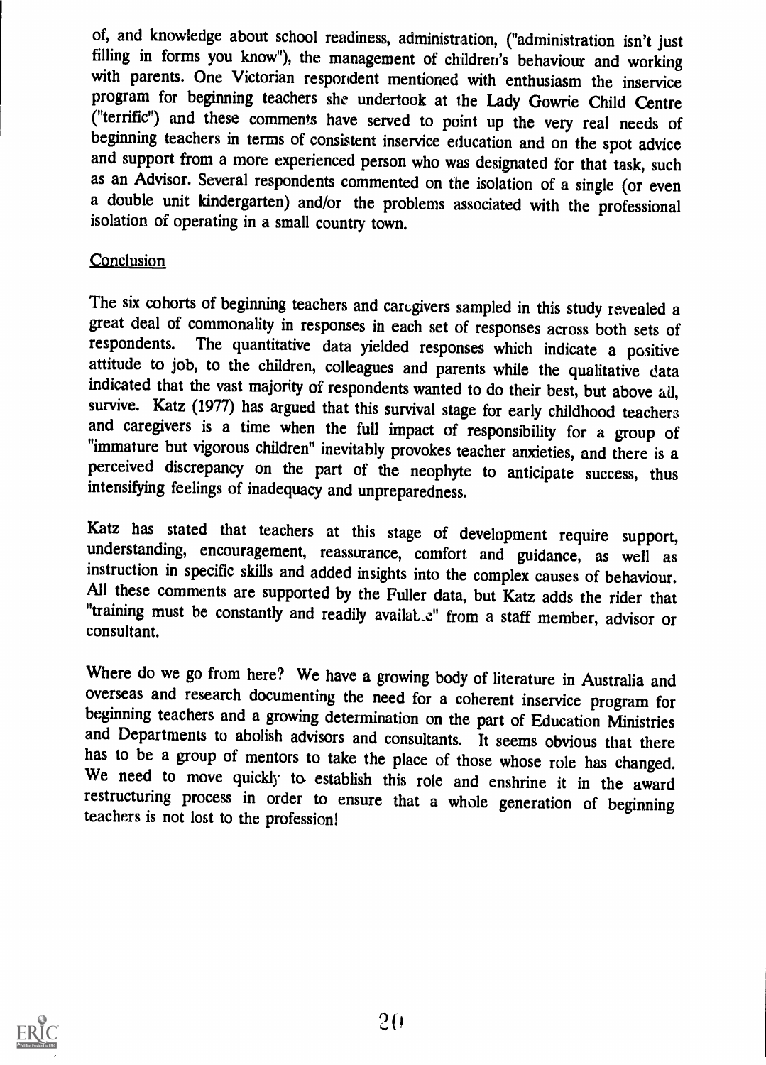of, and knowledge about school readiness, administration, ("administration isn't just filling in forms you know"), the management of children's behaviour and working with parents. One Victorian respondent mentioned with enthusiasm the inservice program for beginning teachers she undertook at the Lady Gowrie Child Centre ("terrific") and these comments have served to point up the very real needs of beginning teachers in terms of consistent inservice education and on the spot advice and support from a more experienced person who was designated for that task, such as an Advisor. Several respondents commented on the isolation of a single (or even a double unit kindergarten) and/or the problems associated with the professional isolation of operating in a small country town.

## Conclusion

The six cohorts of beginning teachers and caregivers sampled in this study revealed a great deal of commonality in responses in each set of responses across both sets of respondents. The quantitative data yielded responses which indicate a positive attitude to job, to the children, colleagues and parents while the qualitative data indicated that the vast majority of respondents wanted to do their best, but above all, survive. Katz (1977) has argued that this survival stage for early childhood teachers and caregivers is a time when the full impact of responsibility for a group of "immature but vigorous children" inevitably provokes teacher anxieties, and there is a perceived discrepancy on the part of the neophyte to anticipate success, thus intensifying feelings of inadequacy and unpreparedness.

Katz has stated that teachers at this stage of development require support, understanding, encouragement, reassurance, comfort and guidance, as well as instruction in specific skills and added insights into the complex causes of behaviour. All these comments are supported by the Fuller data, but Katz adds the rider that "training must be constantly and readily available" from a staff member, advisor or consultant.

Where do we go from here? We have a growing body of literature in Australia and overseas and research documenting the need for a coherent inservice program for beginning teachers and a growing determination on the part of Education Ministries and Departments to abolish advisors and consultants. It seems obvious that there has to be a group of mentors to take the place of those whose role has changed. We need to move quickly to establish this role and enshrine it in the award restructuring process in order to ensure that a whole generation of beginning teachers is not lost to the profession!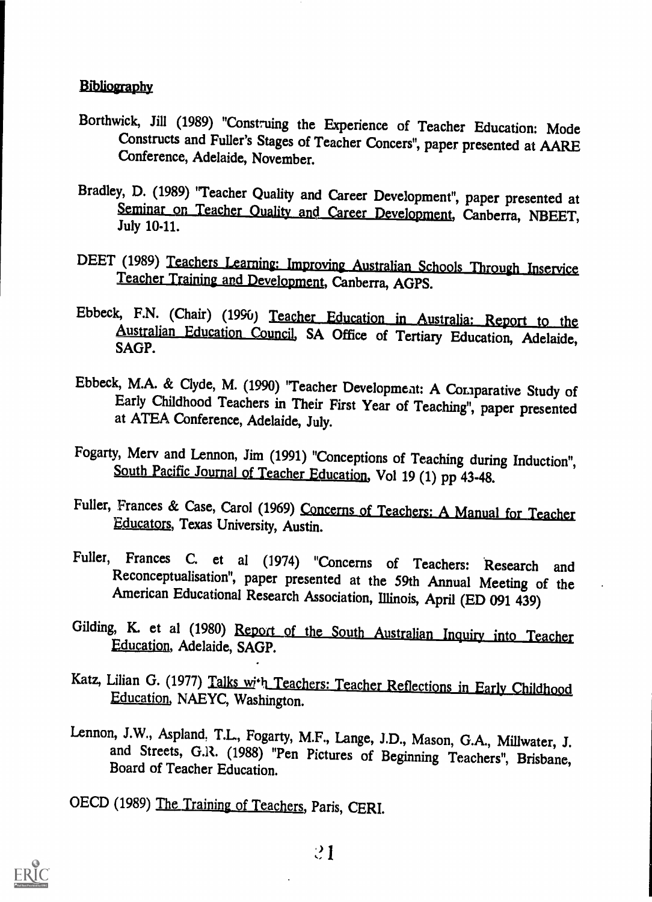## Bibliography

Borthwick, Jill (1989) "Construing the Experience of Teacher Education: Mode Constructs and Fuller's Stages of Teacher Concers", paper presented at AARE Conference, Adelaide, November.

Bradley, D. (1989) "Teacher Quality and Career Development", paper presented at Seminar on Teacher Quality and Career Development, Canberra, NBEET, July 10-11.

DEET (1989) Teachers Learning: Improving Australian Schools Through Inservice Teacher Training and Development, Canberra, AGPS.

Ebbeck, F.N. (Chair) (1990) Teacher Education in Australia: Report to the Australian Education Council, SA Office of Tertiary Education, Adelaide, SAGP.

Ebbeck, M.A. & Clyde, M. (1990) "Teacher Development: A Comparative Study of Early Childhood Teachers in Their First Year of Teaching", paper presented at ATEA Conference, Adelaide, July.

Fogarty, Merv and Lennon, Jim (1991) "Conceptions of Teaching during Induction", South Pacific Journal of Teacher Education, Vol 19 (1) pp 43-48.

Fuller, Frances & Case, Carol (1969) Concerns of Teachers: A Manual for Teacher Educators, Texas University, Austin.

Fuller, Frances C. et al (1974) "Concerns of Teachers: Research and Reconceptualisation", paper presented at the 59th Annual Meeting of the American Educational Research Association, Illinois, April (ED 091 439)

Gilding, K. et al (1980) Report of the South Australian Inquiry into Teacher Education, Adelaide, SAGP.

Katz, Lilian G. (1977) Talks with Teachers: Teacher Reflections in Early Childhood Education, NAEYC, Washington.

Lennon, J.W., Aspland, T.L., Fogarty, M.F., Lange, J.D., Mason, G.A., Millwater, J. and Streets, G.R. (1988) "Pen Pictures of Beginning Teachers", Brisbane, Board of Teacher Education.

OECD (1989) The Training of Teachers, Paris, CERI.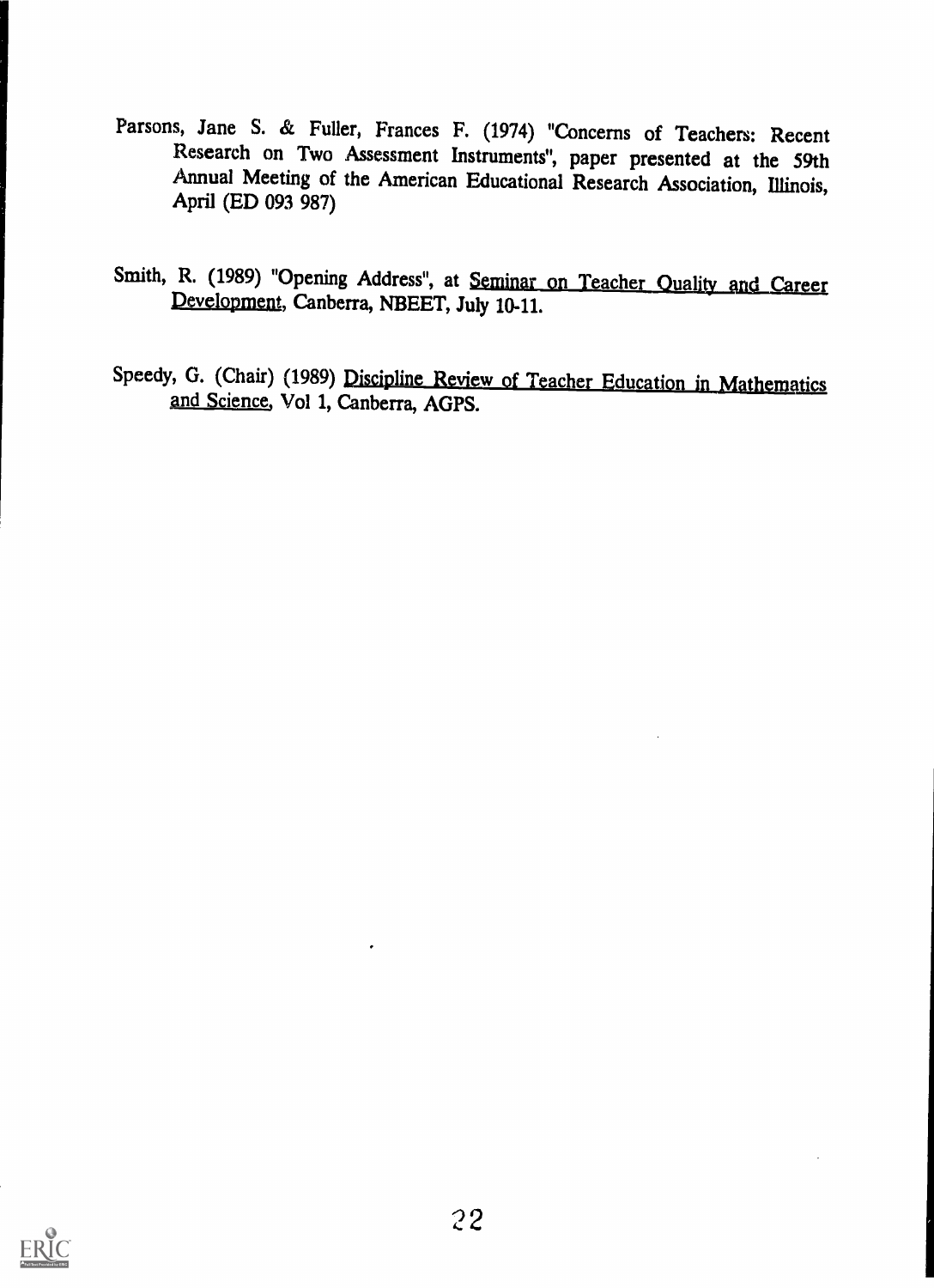Parsons, Jane S. & Fuller, Frances F. (1974) "Concerns of Teachers: Recent Research on Two Assessment Instruments", paper presented at the 59th Annual Meeting of the American Educational Research Association, Illinois, April (ED 093 987)

Smith, R. (1989) "Opening Address", at Seminar on Teacher Quality and Career Development, Canberra, NBEET, July 10-11.

Speedy, G. (Chair) (1989) Discipline Review of Teacher Education in Mathematics and Science, Vol 1, Canberra, AGPS.